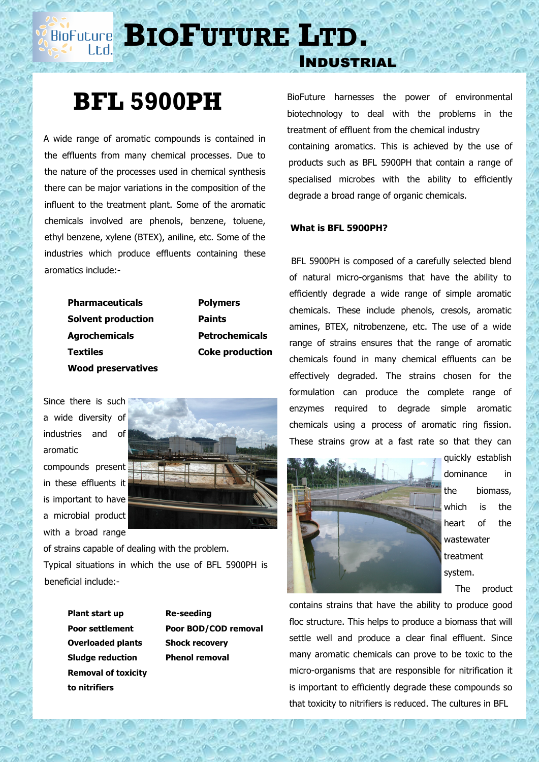# BioFuture Ltd.

## Industrial

# BFL 5900PH

A wide range of aromatic compounds is contained in the effluents from many chemical processes. Due to the nature of the processes used in chemical synthesis there can be major variations in the composition of the influent to the treatment plant. Some of the aromatic chemicals involved are phenols, benzene, toluene, ethyl benzene, xylene (BTEX), aniline, etc. Some of the industries which produce effluents containing these aromatics include:-

- **Pharmaceuticals**
- **Solvent production**
- **Agrochemicals**
- **Textiles**
- **Wood preservatives**
- **Polymers**
- **Paints**
- **Petrochemicals**
- **Coke production**

Since there is such a wide diversity of industries and of aromatic compounds present in these effluents it is important to have a microbial product with a broad range of strains capable of dealing with the problem. Typical situations in which the use of BFL 5900PH is beneficial include:-

- **Plant start up**
- **Poor settlement**
- **Overloaded plants**
- **Sludge reduction**
- **Removal of toxicity to nitrifiers**
- **Re-seeding**
- **Poor BOD/COD removal**
- **Shock recovery**
- **Phenol removal**

BioFuture harnesses the power of environmental biotechnology to deal with the problems in the treatment of effluent from the chemical industry containing aromatics. This is achieved by the use of products such as BFL 5900PH that contain a range of specialised microbes with the ability to efficiently degrade a broad range of organic chemicals.

### What is BFL 5900PH?

BFL 5900PH is composed of a carefully selected blend of natural micro-organisms that have the ability to efficiently degrade a wide range of simple aromatic chemicals. These include phenols, cresols, aromatic amines, BTEX, nitrobenzene, etc. The use of a wide range of strains ensures that the range of aromatic chemicals found in many chemical effluents can be effectively degraded. The strains chosen for the formulation can produce the complete range of enzymes required to degrade simple aromatic chemicals using a process of aromatic ring fission. These strains grow at a fast rate so that they can quickly establish dominance in the biomass, which is the heart of the wastewater treatment system. The product contains strains that have the ability to produce good floc structure. This helps to produce a biomass that will settle well and produce a clear final effluent. Since many aromatic chemicals can prove to be toxic to the micro-organisms that are responsible for nitrification it is important to efficiently degrade these compounds so that toxicity to nitrifiers is reduced. The cultures in BFL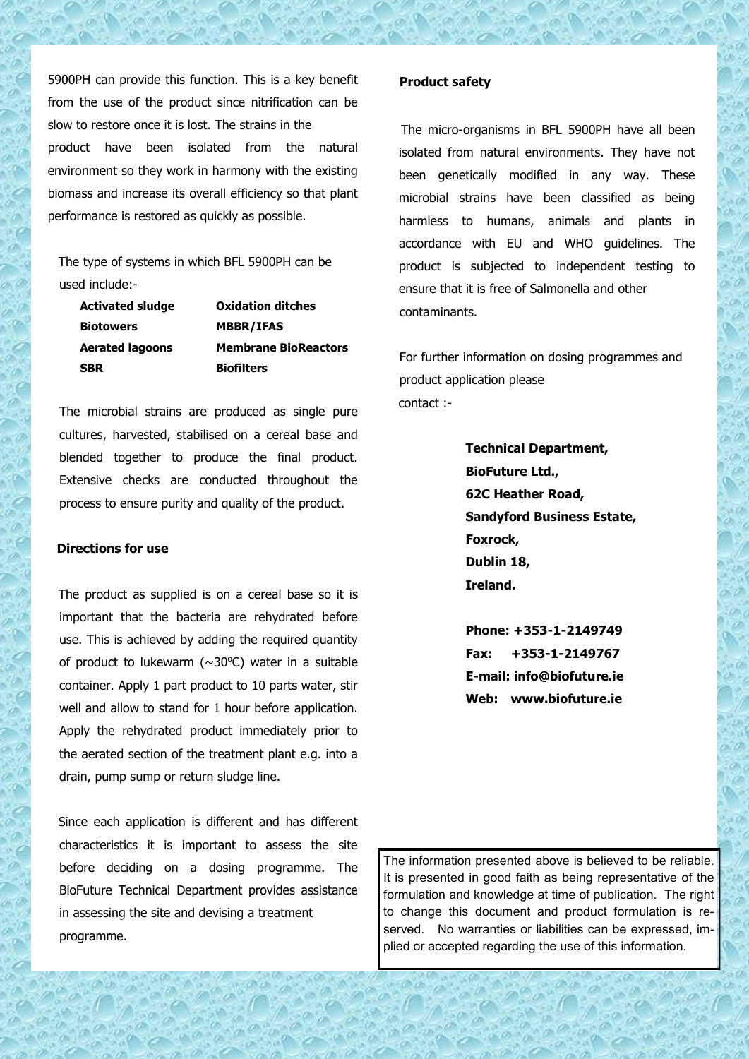5900PH can provide this function. This is a key benefit from the use of the product since nitrification can be slow to restore once it is lost. The strains in the product have been isolated from the natural environment so they work in harmony with the existing biomass and increase its overall efficiency so that plant performance is restored as quickly as possible.

The type of systems in which BFL 5900PH can be used include:-

| | |
|---|---|
| **Activated sludge** | **Oxidation ditches** |
| **Biotowers** | **MBBR/IFAS** |
| **Aerated lagoons** | **Membrane BioReactors** |
| **SBR** | **Biofilters** |

The microbial strains are produced as single pure cultures, harvested, stabilised on a cereal base and blended together to produce the final product. Extensive checks are conducted throughout the process to ensure purity and quality of the product.

**Directions for use**

The product as supplied is on a cereal base so it is important that the bacteria are rehydrated before use. This is achieved by adding the required quantity of product to lukewarm (~30ºC) water in a suitable container. Apply 1 part product to 10 parts water, stir well and allow to stand for 1 hour before application. Apply the rehydrated product immediately prior to the aerated section of the treatment plant e.g. into a drain, pump sump or return sludge line.

Since each application is different and has different characteristics it is important to assess the site before deciding on a dosing programme. The BioFuture Technical Department provides assistance in assessing the site and devising a treatment programme.

**Product safety**

The micro-organisms in BFL 5900PH have all been isolated from natural environments. They have not been genetically modified in any way. These microbial strains have been classified as being harmless to humans, animals and plants in accordance with EU and WHO guidelines. The product is subjected to independent testing to ensure that it is free of Salmonella and other contaminants.

For further information on dosing programmes and product application please contact :-

**Technical Department,**
**BioFuture Ltd.,**
**62C Heather Road,**
**Sandyford Business Estate,**
**Foxrock,**
**Dublin 18,**
**Ireland.**

**Phone: +353-1-2149749**
**Fax: +353-1-2149767**
**E-mail: info@biofuture.ie**
**Web: www.biofuture.ie**

The information presented above is believed to be reliable. It is presented in good faith as being representative of the formulation and knowledge at time of publication. The right to change this document and product formulation is reserved. No warranties or liabilities can be expressed, implied or accepted regarding the use of this information.